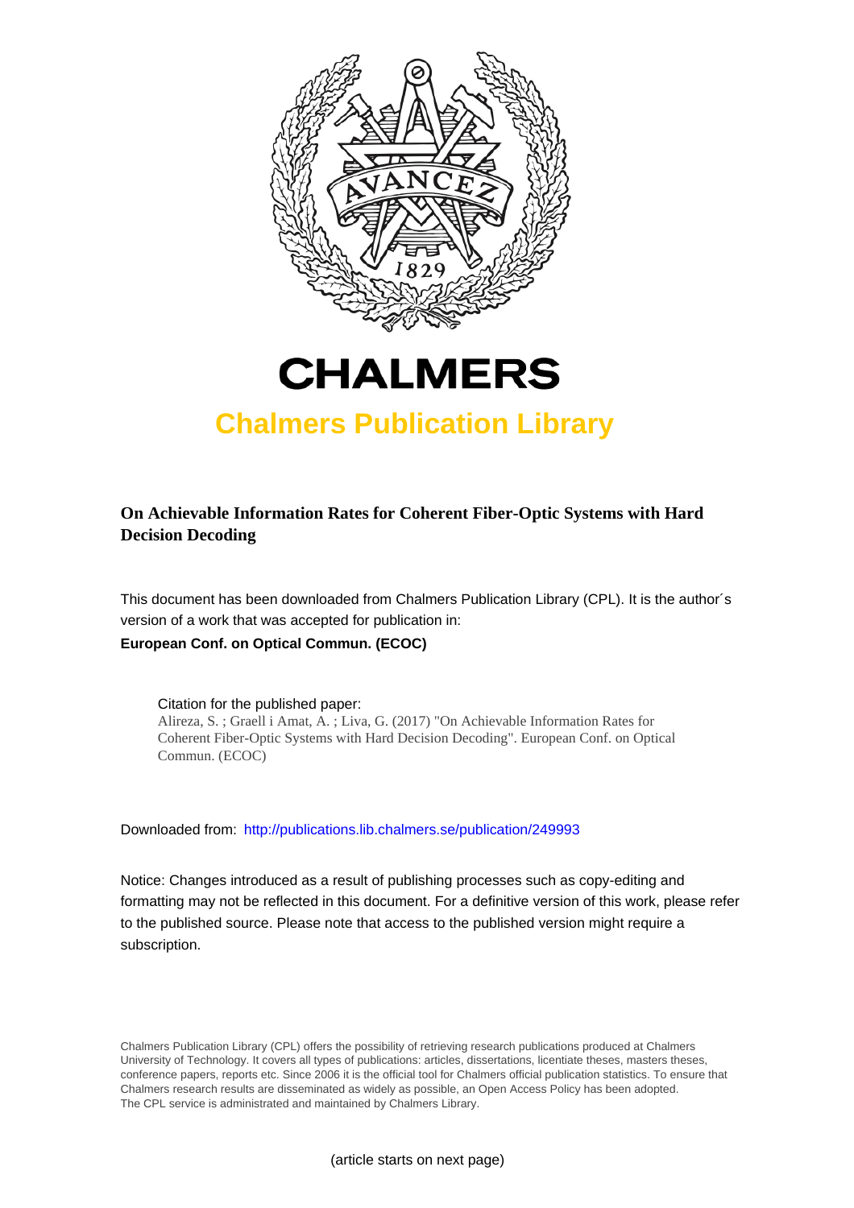# CHALMERS

## Chalmers Publication Library

**On Achievable Information Rates for Coherent Fiber-Optic Systems with Hard Decision Decoding**

This document has been downloaded from Chalmers Publication Library (CPL). It is the author´s version of a work that was accepted for publication in:

**European Conf. on Optical Commun. (ECOC)**

Citation for the published paper:
Alireza, S. ; Graell i Amat, A. ; Liva, G. (2017) "On Achievable Information Rates for Coherent Fiber-Optic Systems with Hard Decision Decoding". European Conf. on Optical Commun. (ECOC)

Downloaded from: http://publications.lib.chalmers.se/publication/249993

Notice: Changes introduced as a result of publishing processes such as copy-editing and formatting may not be reflected in this document. For a definitive version of this work, please refer to the published source. Please note that access to the published version might require a subscription.

Chalmers Publication Library (CPL) offers the possibility of retrieving research publications produced at Chalmers University of Technology. It covers all types of publications: articles, dissertations, licentiate theses, masters theses, conference papers, reports etc. Since 2006 it is the official tool for Chalmers official publication statistics. To ensure that Chalmers research results are disseminated as widely as possible, an Open Access Policy has been adopted. The CPL service is administrated and maintained by Chalmers Library.

(article starts on next page)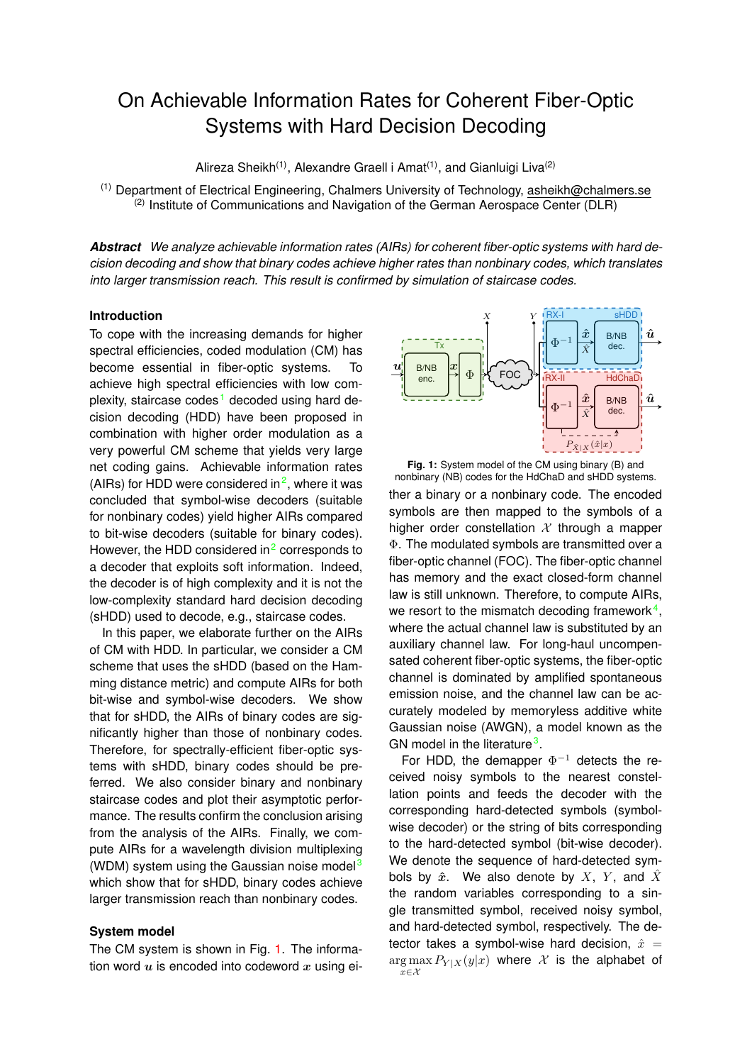# On Achievable Information Rates for Coherent Fiber-Optic Systems with Hard Decision Decoding

Alireza Sheikh[(1)], Alexandre Graell i Amat[(1)], and Gianluigi Liva[(2)]

[(1)] Department of Electrical Engineering, Chalmers University of Technology, asheikh@chalmers.se
[(2)] Institute of Communications and Navigation of the German Aerospace Center (DLR)

***Abstract*** *We analyze achievable information rates (AIRs) for coherent fiber-optic systems with hard decision decoding and show that binary codes achieve higher rates than nonbinary codes, which translates into larger transmission reach. This result is confirmed by simulation of staircase codes.*

## Introduction

To cope with the increasing demands for higher spectral efficiencies, coded modulation (CM) has become essential in fiber-optic systems. To achieve high spectral efficiencies with low complexity, staircase codes[1] decoded using hard decision decoding (HDD) have been proposed in combination with higher order modulation as a very powerful CM scheme that yields very large net coding gains. Achievable information rates (AIRs) for HDD were considered in[2], where it was concluded that symbol-wise decoders (suitable for nonbinary codes) yield higher AIRs compared to bit-wise decoders (suitable for binary codes). However, the HDD considered in[2] corresponds to a decoder that exploits soft information. Indeed, the decoder is of high complexity and it is not the low-complexity standard hard decision decoding (sHDD) used to decode, e.g., staircase codes.

In this paper, we elaborate further on the AIRs of CM with HDD. In particular, we consider a CM scheme that uses the sHDD (based on the Hamming distance metric) and compute AIRs for both bit-wise and symbol-wise decoders. We show that for sHDD, the AIRs of binary codes are significantly higher than those of nonbinary codes. Therefore, for spectrally-efficient fiber-optic systems with sHDD, binary codes should be preferred. We also consider binary and nonbinary staircase codes and plot their asymptotic performance. The results confirm the conclusion arising from the analysis of the AIRs. Finally, we compute AIRs for a wavelength division multiplexing (WDM) system using the Gaussian noise model[3] which show that for sHDD, binary codes achieve larger transmission reach than nonbinary codes.

## System model

The CM system is shown in Fig. 1. The information word $\boldsymbol{u}$ is encoded into codeword $\boldsymbol{x}$ using either a binary or a nonbinary code. The encoded symbols are then mapped to the symbols of a higher order constellation $\mathcal{X}$ through a mapper $\Phi$. The modulated symbols are transmitted over a fiber-optic channel (FOC). The fiber-optic channel has memory and the exact closed-form channel law is still unknown. Therefore, to compute AIRs, we resort to the mismatch decoding framework[4], where the actual channel law is substituted by an auxiliary channel law. For long-haul uncompensated coherent fiber-optic systems, the fiber-optic channel is dominated by amplified spontaneous emission noise, and the channel law can be accurately modeled by memoryless additive white Gaussian noise (AWGN), a model known as the GN model in the literature[3].

Fig. 1: System model of the CM using binary (B) and nonbinary (NB) codes for the HdChaD and sHDD systems.

For HDD, the demapper $\Phi^{-1}$ detects the received noisy symbols to the nearest constellation points and feeds the decoder with the corresponding hard-detected symbols (symbol-wise decoder) or the string of bits corresponding to the hard-detected symbol (bit-wise decoder). We denote the sequence of hard-detected symbols by $\hat{\boldsymbol{x}}$. We also denote by $X$, $Y$, and $\hat{X}$ the random variables corresponding to a single transmitted symbol, received noisy symbol, and hard-detected symbol, respectively. The detector takes a symbol-wise hard decision, $\hat{x} = \arg\max_{x \in \mathcal{X}} P_{Y|X}(y|x)$ where $\mathcal{X}$ is the alphabet of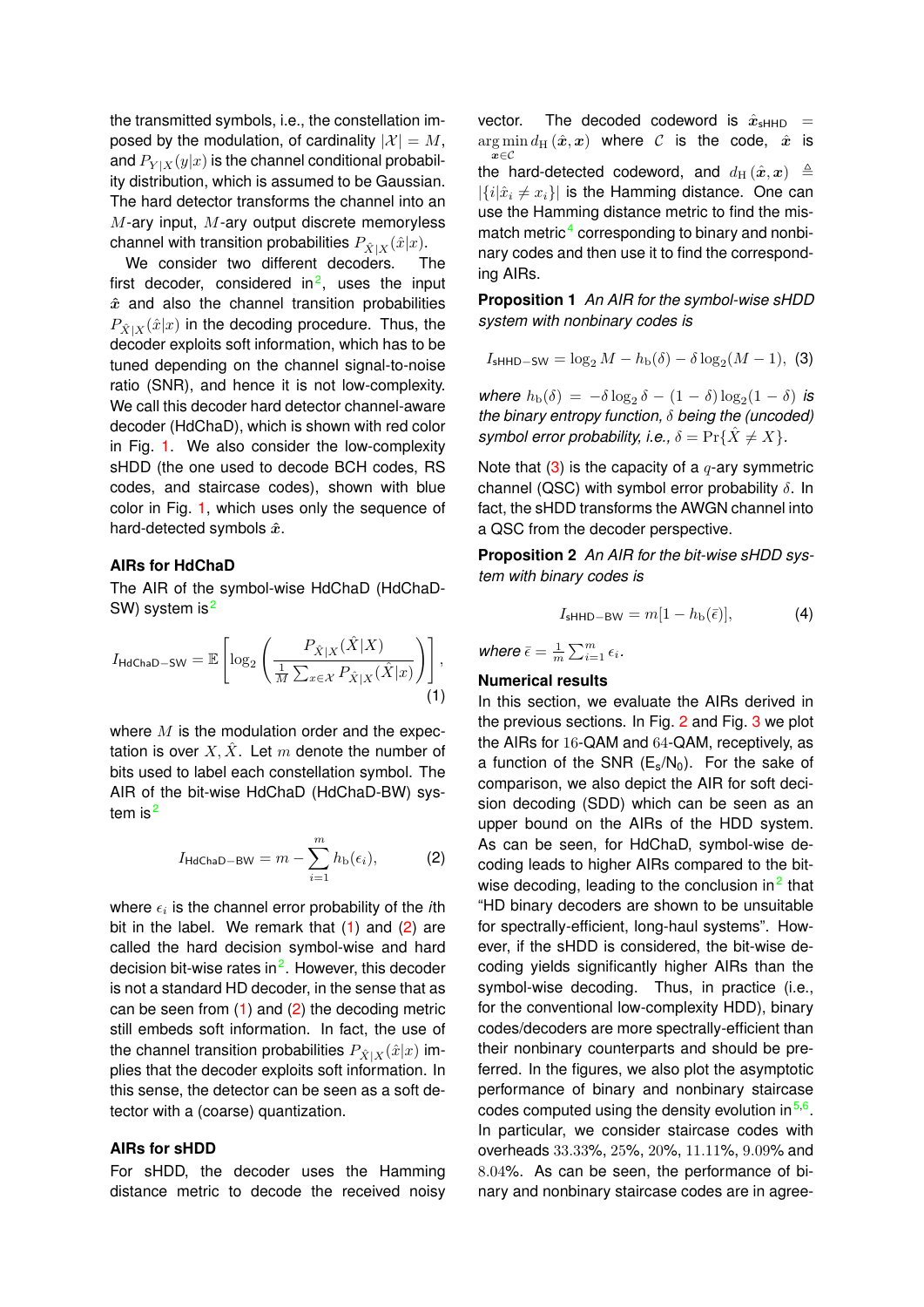the transmitted symbols, i.e., the constellation imposed by the modulation, of cardinality $|\mathcal{X}| = M$, and $P_{Y|X}(y|x)$ is the channel conditional probability distribution, which is assumed to be Gaussian. The hard detector transforms the channel into an $M$-ary input, $M$-ary output discrete memoryless channel with transition probabilities $P_{\hat{X}|X}(\hat{x}|x)$.

We consider two different decoders. The first decoder, considered in[2], uses the input $\hat{\boldsymbol{x}}$ and also the channel transition probabilities $P_{\hat{X}|X}(\hat{x}|x)$ in the decoding procedure. Thus, the decoder exploits soft information, which has to be tuned depending on the channel signal-to-noise ratio (SNR), and hence it is not low-complexity. We call this decoder hard detector channel-aware decoder (HdChaD), which is shown with red color in Fig. 1. We also consider the low-complexity sHDD (the one used to decode BCH codes, RS codes, and staircase codes), shown with blue color in Fig. 1, which uses only the sequence of hard-detected symbols $\hat{\boldsymbol{x}}$.

### AIRs for HdChaD

The AIR of the symbol-wise HdChaD (HdChaD-SW) system is[2]

$$I_{\mathsf{HdChaD-SW}} = \mathbb{E}\left[\log_2\left(\frac{P_{\hat{X}|X}(\hat{X}|X)}{\frac{1}{M}\sum_{x\in\mathcal{X}} P_{\hat{X}|X}(\hat{X}|x)}\right)\right], \tag{1}$$

where $M$ is the modulation order and the expectation is over $X, \hat{X}$. Let $m$ denote the number of bits used to label each constellation symbol. The AIR of the bit-wise HdChaD (HdChaD-BW) system is[2]

$$I_{\mathsf{HdChaD-BW}} = m - \sum_{i=1}^{m} h_{\mathrm{b}}(\epsilon_i), \tag{2}$$

where $\epsilon_i$ is the channel error probability of the $i$th bit in the label. We remark that (1) and (2) are called the hard decision symbol-wise and hard decision bit-wise rates in[2]. However, this decoder is not a standard HD decoder, in the sense that as can be seen from (1) and (2) the decoding metric still embeds soft information. In fact, the use of the channel transition probabilities $P_{\hat{X}|X}(\hat{x}|x)$ implies that the decoder exploits soft information. In this sense, the detector can be seen as a soft detector with a (coarse) quantization.

### AIRs for sHDD

For sHDD, the decoder uses the Hamming distance metric to decode the received noisy vector. The decoded codeword is $\hat{\boldsymbol{x}}_{\mathsf{sHHD}} = \arg\min_{\boldsymbol{x}\in\mathcal{C}} d_{\mathrm{H}}(\hat{\boldsymbol{x}}, \boldsymbol{x})$ where $\mathcal{C}$ is the code, $\hat{\boldsymbol{x}}$ is the hard-detected codeword, and $d_{\mathrm{H}}(\hat{\boldsymbol{x}}, \boldsymbol{x}) \triangleq |\{i|\hat{x}_i \neq x_i\}|$ is the Hamming distance. One can use the Hamming distance metric to find the mismatch metric[4] corresponding to binary and nonbinary codes and then use it to find the corresponding AIRs.

**Proposition 1** *An AIR for the symbol-wise sHDD system with nonbinary codes is*

$$I_{\mathsf{sHHD-SW}} = \log_2 M - h_{\mathrm{b}}(\delta) - \delta\log_2(M-1), \tag{3}$$

*where $h_{\mathrm{b}}(\delta) = -\delta\log_2\delta - (1-\delta)\log_2(1-\delta)$ is the binary entropy function, $\delta$ being the (uncoded) symbol error probability, i.e., $\delta = \Pr\{\hat{X} \neq X\}$.*

Note that (3) is the capacity of a $q$-ary symmetric channel (QSC) with symbol error probability $\delta$. In fact, the sHDD transforms the AWGN channel into a QSC from the decoder perspective.

**Proposition 2** *An AIR for the bit-wise sHDD system with binary codes is*

$$I_{\mathsf{sHHD-BW}} = m[1 - h_{\mathrm{b}}(\bar{\epsilon})], \tag{4}$$

*where $\bar{\epsilon} = \frac{1}{m}\sum_{i=1}^{m}\epsilon_i$.*

### Numerical results

In this section, we evaluate the AIRs derived in the previous sections. In Fig. 2 and Fig. 3 we plot the AIRs for 16-QAM and 64-QAM, receptively, as a function of the SNR ($\mathrm{E_s/N_0}$). For the sake of comparison, we also depict the AIR for soft decision decoding (SDD) which can be seen as an upper bound on the AIRs of the HDD system. As can be seen, for HdChaD, symbol-wise decoding leads to higher AIRs compared to the bit-wise decoding, leading to the conclusion in[2] that "HD binary decoders are shown to be unsuitable for spectrally-efficient, long-haul systems". However, if the sHDD is considered, the bit-wise decoding yields significantly higher AIRs than the symbol-wise decoding. Thus, in practice (i.e., for the conventional low-complexity HDD), binary codes/decoders are more spectrally-efficient than their nonbinary counterparts and should be preferred. In the figures, we also plot the asymptotic performance of binary and nonbinary staircase codes computed using the density evolution in[5,6]. In particular, we consider staircase codes with overheads 33.33%, 25%, 20%, 11.11%, 9.09% and 8.04%. As can be seen, the performance of binary and nonbinary staircase codes are in agree-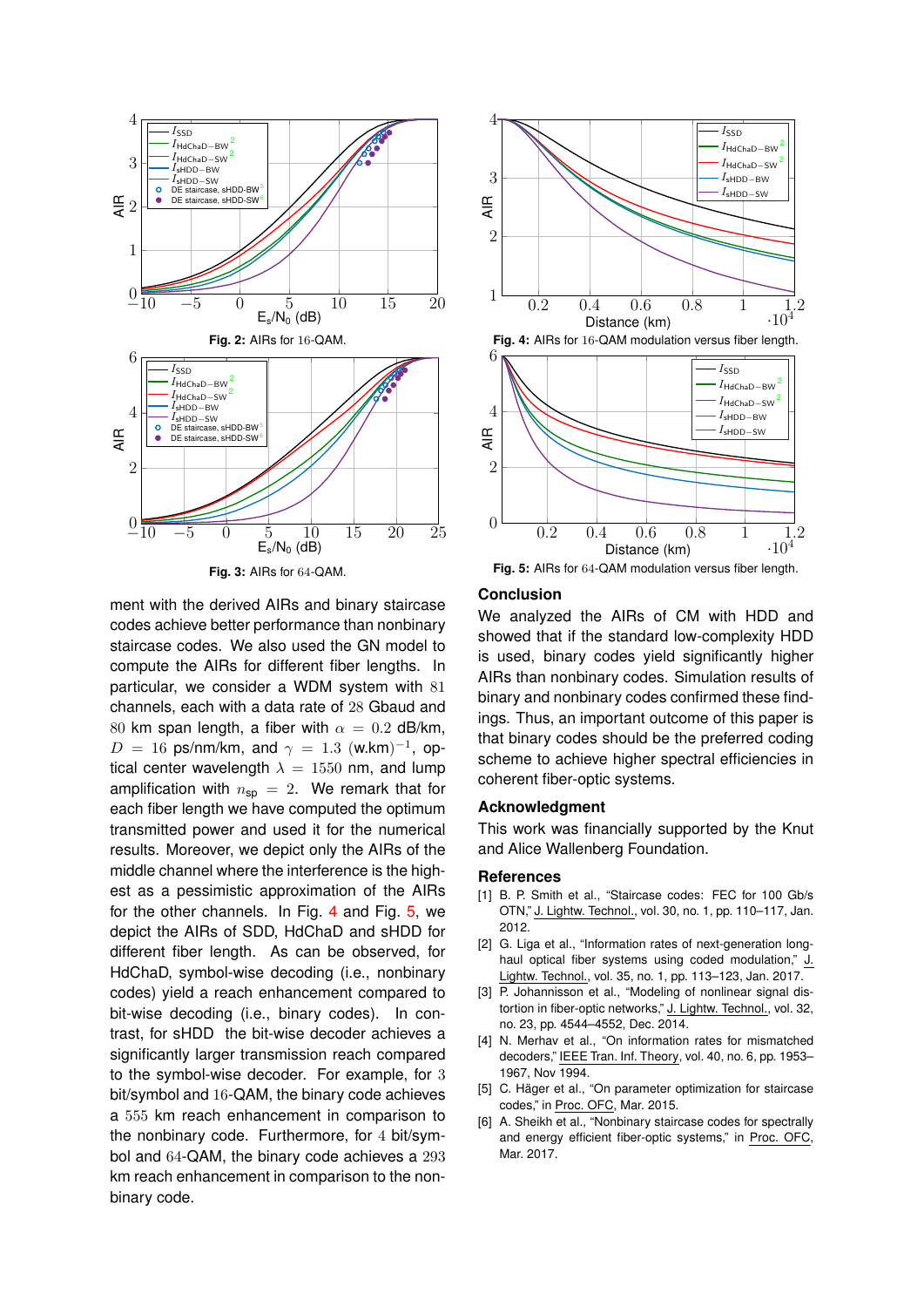AIR

4

3

2

1

0

−10 −5 0 5 10 15 20

$\mathrm{E_s/N_0}$ (dB)

$I_{\mathrm{SSD}}$
$I_{\mathrm{HdChaD-BW}}$
$I_{\mathrm{HdChaD-SW}}$
$I_{\mathrm{sHDD-BW}}$
$I_{\mathrm{sHDD-SW}}$
DE staircase, sHDD-BW
DE staircase, sHDD-SW

**Fig. 2:** AIRs for 16-QAM.

AIR

6

4

2

0

−10 −5 0 5 10 15 20 25

$\mathrm{E_s/N_0}$ (dB)

$I_{\mathrm{SSD}}$
$I_{\mathrm{HdChaD-BW}}$
$I_{\mathrm{HdChaD-SW}}$
$I_{\mathrm{sHDD-BW}}$
$I_{\mathrm{sHDD-SW}}$
DE staircase, sHDD-BW
DE staircase, sHDD-SW

**Fig. 3:** AIRs for 64-QAM.

ment with the derived AIRs and binary staircase codes achieve better performance than nonbinary staircase codes. We also used the GN model to compute the AIRs for different fiber lengths. In particular, we consider a WDM system with 81 channels, each with a data rate of 28 Gbaud and 80 km span length, a fiber with $\alpha = 0.2$ dB/km, $D = 16$ ps/nm/km, and $\gamma = 1.3$ (w.km)$^{-1}$, optical center wavelength $\lambda = 1550$ nm, and lump amplification with $n_{\mathrm{sp}} = 2$. We remark that for each fiber length we have computed the optimum transmitted power and used it for the numerical results. Moreover, we depict only the AIRs of the middle channel where the interference is the highest as a pessimistic approximation of the AIRs for the other channels. In Fig. 4 and Fig. 5, we depict the AIRs of SDD, HdChaD and sHDD for different fiber length. As can be observed, for HdChaD, symbol-wise decoding (i.e., nonbinary codes) yield a reach enhancement compared to bit-wise decoding (i.e., binary codes). In contrast, for sHDD the bit-wise decoder achieves a significantly larger transmission reach compared to the symbol-wise decoder. For example, for 3 bit/symbol and 16-QAM, the binary code achieves a 555 km reach enhancement in comparison to the nonbinary code. Furthermore, for 4 bit/symbol and 64-QAM, the binary code achieves a 293 km reach enhancement in comparison to the nonbinary code.

AIR

4

3

2

1

0.2 0.4 0.6 0.8 1 1.2

Distance (km) $\cdot 10^4$

$I_{\mathrm{SSD}}$
$I_{\mathrm{HdChaD-BW}}$
$I_{\mathrm{HdChaD-SW}}$
$I_{\mathrm{sHDD-BW}}$
$I_{\mathrm{sHDD-SW}}$

**Fig. 4:** AIRs for 16-QAM modulation versus fiber length.

AIR

6

4

2

0

0.2 0.4 0.6 0.8 1 1.2

Distance (km) $\cdot 10^4$

$I_{\mathrm{SSD}}$
$I_{\mathrm{HdChaD-BW}}$
$I_{\mathrm{HdChaD-SW}}$
$I_{\mathrm{sHDD-BW}}$
$I_{\mathrm{sHDD-SW}}$

**Fig. 5:** AIRs for 64-QAM modulation versus fiber length.

## Conclusion

We analyzed the AIRs of CM with HDD and showed that if the standard low-complexity HDD is used, binary codes yield significantly higher AIRs than nonbinary codes. Simulation results of binary and nonbinary codes confirmed these findings. Thus, an important outcome of this paper is that binary codes should be the preferred coding scheme to achieve higher spectral efficiencies in coherent fiber-optic systems.

## Acknowledgment

This work was financially supported by the Knut and Alice Wallenberg Foundation.

## References

[1] B. P. Smith et al., "Staircase codes: FEC for 100 Gb/s OTN," J. Lightw. Technol., vol. 30, no. 1, pp. 110–117, Jan. 2012.

[2] G. Liga et al., "Information rates of next-generation long-haul optical fiber systems using coded modulation," J. Lightw. Technol., vol. 35, no. 1, pp. 113–123, Jan. 2017.

[3] P. Johannisson et al., "Modeling of nonlinear signal distortion in fiber-optic networks," J. Lightw. Technol., vol. 32, no. 23, pp. 4544–4552, Dec. 2014.

[4] N. Merhav et al., "On information rates for mismatched decoders," IEEE Tran. Inf. Theory, vol. 40, no. 6, pp. 1953–1967, Nov 1994.

[5] C. Häger et al., "On parameter optimization for staircase codes," in Proc. OFC, Mar. 2015.

[6] A. Sheikh et al., "Nonbinary staircase codes for spectrally and energy efficient fiber-optic systems," in Proc. OFC, Mar. 2017.